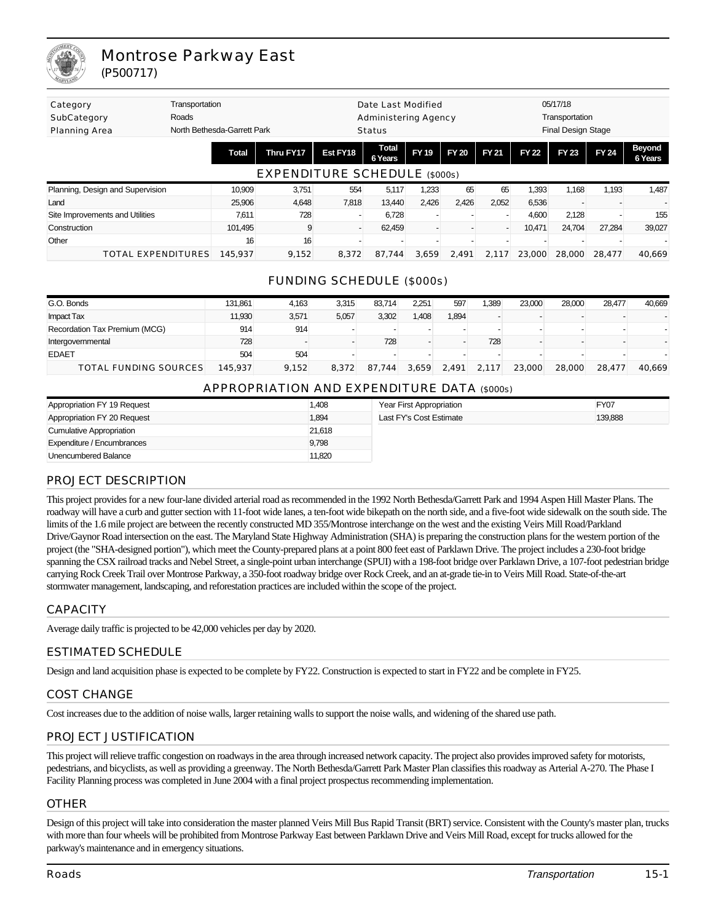# Montrose Parkway East

(P500717)

| Category | Transportation | Date Last Modified | 05/17/18 |
|---|---|---|---|
| SubCategory | Roads | Administering Agency | Transportation |
| Planning Area | North Bethesda-Garrett Park | Status | Final Design Stage |

## EXPENDITURE SCHEDULE ($000s)

| | Total | Thru FY17 | Est FY18 | Total 6 Years | FY 19 | FY 20 | FY 21 | FY 22 | FY 23 | FY 24 | Beyond 6 Years |
|---|---|---|---|---|---|---|---|---|---|---|---|
| Planning, Design and Supervision | 10,909 | 3,751 | 554 | 5,117 | 1,233 | 65 | 65 | 1,393 | 1,168 | 1,193 | 1,487 |
| Land | 25,906 | 4,648 | 7,818 | 13,440 | 2,426 | 2,426 | 2,052 | 6,536 | - | - | - |
| Site Improvements and Utilities | 7,611 | 728 | - | 6,728 | - | - | - | 4,600 | 2,128 | - | 155 |
| Construction | 101,495 | 9 | - | 62,459 | - | - | - | 10,471 | 24,704 | 27,284 | 39,027 |
| Other | 16 | 16 | - | - | - | - | - | - | - | - | - |
| TOTAL EXPENDITURES | 145,937 | 9,152 | 8,372 | 87,744 | 3,659 | 2,491 | 2,117 | 23,000 | 28,000 | 28,477 | 40,669 |

## FUNDING SCHEDULE ($000s)

| | Total | Thru FY17 | Est FY18 | Total 6 Years | FY 19 | FY 20 | FY 21 | FY 22 | FY 23 | FY 24 | Beyond 6 Years |
|---|---|---|---|---|---|---|---|---|---|---|---|
| G.O. Bonds | 131,861 | 4,163 | 3,315 | 83,714 | 2,251 | 597 | 1,389 | 23,000 | 28,000 | 28,477 | 40,669 |
| Impact Tax | 11,930 | 3,571 | 5,057 | 3,302 | 1,408 | 1,894 | - | - | - | - | - |
| Recordation Tax Premium (MCG) | 914 | 914 | - | - | - | - | - | - | - | - | - |
| Intergovernmental | 728 | - | - | 728 | - | - | 728 | - | - | - | - |
| EDAET | 504 | 504 | - | - | - | - | - | - | - | - | - |
| TOTAL FUNDING SOURCES | 145,937 | 9,152 | 8,372 | 87,744 | 3,659 | 2,491 | 2,117 | 23,000 | 28,000 | 28,477 | 40,669 |

## APPROPRIATION AND EXPENDITURE DATA ($000s)

| | | | |
|---|---|---|---|
| Appropriation FY 19 Request | 1,408 | Year First Appropriation | FY07 |
| Appropriation FY 20 Request | 1,894 | Last FY's Cost Estimate | 139,888 |
| Cumulative Appropriation | 21,618 | | |
| Expenditure / Encumbrances | 9,798 | | |
| Unencumbered Balance | 11,820 | | |

## PROJECT DESCRIPTION

This project provides for a new four-lane divided arterial road as recommended in the 1992 North Bethesda/Garrett Park and 1994 Aspen Hill Master Plans. The roadway will have a curb and gutter section with 11-foot wide lanes, a ten-foot wide bikepath on the north side, and a five-foot wide sidewalk on the south side. The limits of the 1.6 mile project are between the recently constructed MD 355/Montrose interchange on the west and the existing Veirs Mill Road/Parkland Drive/Gaynor Road intersection on the east. The Maryland State Highway Administration (SHA) is preparing the construction plans for the western portion of the project (the "SHA-designed portion"), which meet the County-prepared plans at a point 800 feet east of Parklawn Drive. The project includes a 230-foot bridge spanning the CSX railroad tracks and Nebel Street, a single-point urban interchange (SPUI) with a 198-foot bridge over Parklawn Drive, a 107-foot pedestrian bridge carrying Rock Creek Trail over Montrose Parkway, a 350-foot roadway bridge over Rock Creek, and an at-grade tie-in to Veirs Mill Road. State-of-the-art stormwater management, landscaping, and reforestation practices are included within the scope of the project.

## CAPACITY

Average daily traffic is projected to be 42,000 vehicles per day by 2020.

## ESTIMATED SCHEDULE

Design and land acquisition phase is expected to be complete by FY22. Construction is expected to start in FY22 and be complete in FY25.

## COST CHANGE

Cost increases due to the addition of noise walls, larger retaining walls to support the noise walls, and widening of the shared use path.

## PROJECT JUSTIFICATION

This project will relieve traffic congestion on roadways in the area through increased network capacity. The project also provides improved safety for motorists, pedestrians, and bicyclists, as well as providing a greenway. The North Bethesda/Garrett Park Master Plan classifies this roadway as Arterial A-270. The Phase I Facility Planning process was completed in June 2004 with a final project prospectus recommending implementation.

## OTHER

Design of this project will take into consideration the master planned Veirs Mill Bus Rapid Transit (BRT) service. Consistent with the County's master plan, trucks with more than four wheels will be prohibited from Montrose Parkway East between Parklawn Drive and Veirs Mill Road, except for trucks allowed for the parkway's maintenance and in emergency situations.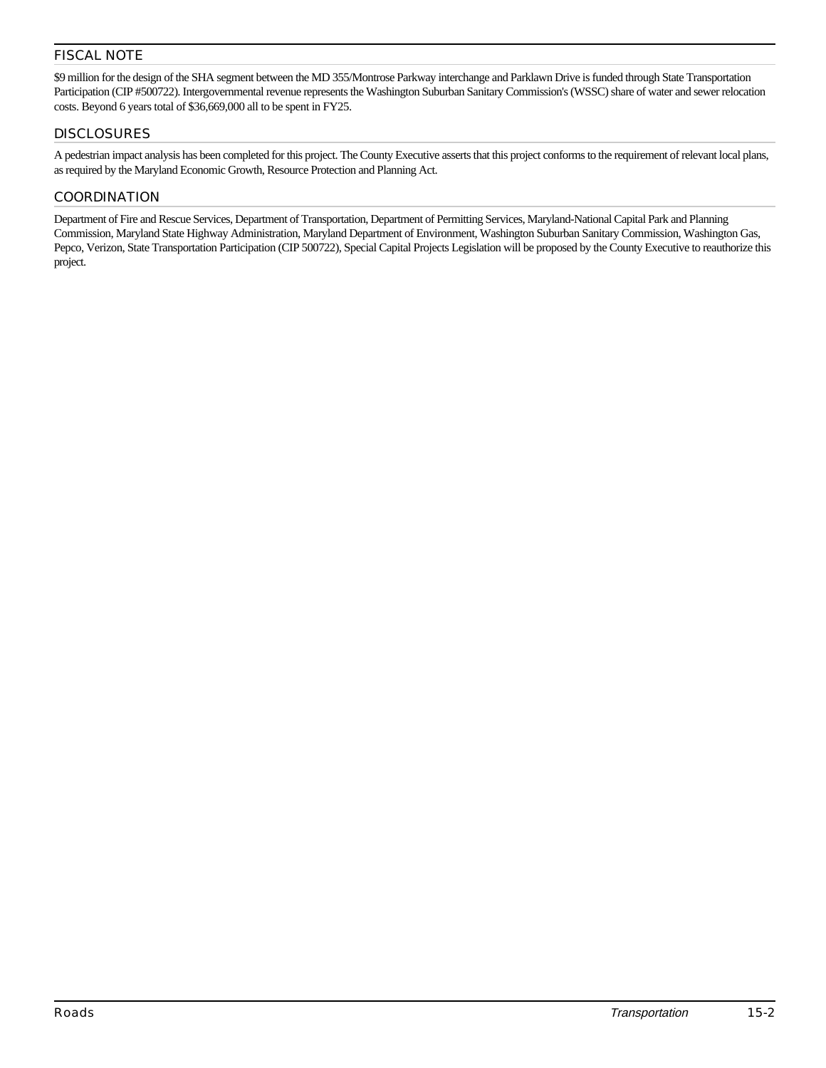## FISCAL NOTE

$9 million for the design of the SHA segment between the MD 355/Montrose Parkway interchange and Parklawn Drive is funded through State Transportation Participation (CIP #500722). Intergovernmental revenue represents the Washington Suburban Sanitary Commission's (WSSC) share of water and sewer relocation costs. Beyond 6 years total of $36,669,000 all to be spent in FY25.

## DISCLOSURES

A pedestrian impact analysis has been completed for this project. The County Executive asserts that this project conforms to the requirement of relevant local plans, as required by the Maryland Economic Growth, Resource Protection and Planning Act.

## COORDINATION

Department of Fire and Rescue Services, Department of Transportation, Department of Permitting Services, Maryland-National Capital Park and Planning Commission, Maryland State Highway Administration, Maryland Department of Environment, Washington Suburban Sanitary Commission, Washington Gas, Pepco, Verizon, State Transportation Participation (CIP 500722), Special Capital Projects Legislation will be proposed by the County Executive to reauthorize this project.